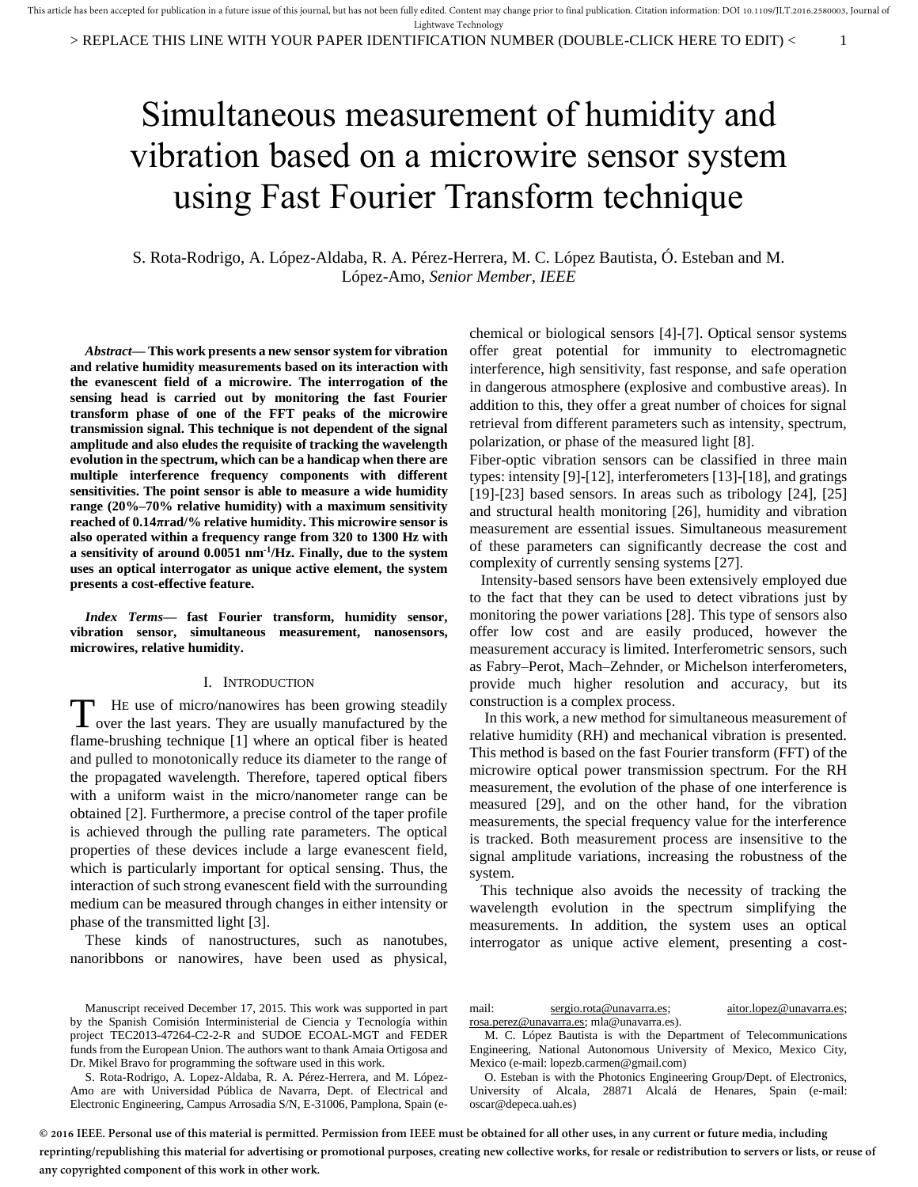# Simultaneous measurement of humidity and vibration based on a microwire sensor system using Fast Fourier Transform technique

S. Rota-Rodrigo, A. López-Aldaba, R. A. Pérez-Herrera, M. C. López Bautista, Ó. Esteban and M. López-Amo, *Senior Member, IEEE*

***Abstract*— This work presents a new sensor system for vibration and relative humidity measurements based on its interaction with the evanescent field of a microwire. The interrogation of the sensing head is carried out by monitoring the fast Fourier transform phase of one of the FFT peaks of the microwire transmission signal. This technique is not dependent of the signal amplitude and also eludes the requisite of tracking the wavelength evolution in the spectrum, which can be a handicap when there are multiple interference frequency components with different sensitivities. The point sensor is able to measure a wide humidity range (20%–70% relative humidity) with a maximum sensitivity reached of 0.14πrad/% relative humidity. This microwire sensor is also operated within a frequency range from 320 to 1300 Hz with a sensitivity of around 0.0051 nm$^{-1}$/Hz. Finally, due to the system uses an optical interrogator as unique active element, the system presents a cost-effective feature.**

***Index Terms*— fast Fourier transform, humidity sensor, vibration sensor, simultaneous measurement, nanosensors, microwires, relative humidity.**

## I. Introduction

The use of micro/nanowires has been growing steadily over the last years. They are usually manufactured by the flame-brushing technique [1] where an optical fiber is heated and pulled to monotonically reduce its diameter to the range of the propagated wavelength. Therefore, tapered optical fibers with a uniform waist in the micro/nanometer range can be obtained [2]. Furthermore, a precise control of the taper profile is achieved through the pulling rate parameters. The optical properties of these devices include a large evanescent field, which is particularly important for optical sensing. Thus, the interaction of such strong evanescent field with the surrounding medium can be measured through changes in either intensity or phase of the transmitted light [3].

These kinds of nanostructures, such as nanotubes, nanoribbons or nanowires, have been used as physical, chemical or biological sensors [4]-[7]. Optical sensor systems offer great potential for immunity to electromagnetic interference, high sensitivity, fast response, and safe operation in dangerous atmosphere (explosive and combustive areas). In addition to this, they offer a great number of choices for signal retrieval from different parameters such as intensity, spectrum, polarization, or phase of the measured light [8].

Fiber-optic vibration sensors can be classified in three main types: intensity [9]-[12], interferometers [13]-[18], and gratings [19]-[23] based sensors. In areas such as tribology [24], [25] and structural health monitoring [26], humidity and vibration measurement are essential issues. Simultaneous measurement of these parameters can significantly decrease the cost and complexity of currently sensing systems [27].

Intensity-based sensors have been extensively employed due to the fact that they can be used to detect vibrations just by monitoring the power variations [28]. This type of sensors also offer low cost and are easily produced, however the measurement accuracy is limited. Interferometric sensors, such as Fabry–Perot, Mach–Zehnder, or Michelson interferometers, provide much higher resolution and accuracy, but its construction is a complex process.

In this work, a new method for simultaneous measurement of relative humidity (RH) and mechanical vibration is presented. This method is based on the fast Fourier transform (FFT) of the microwire optical power transmission spectrum. For the RH measurement, the evolution of the phase of one interference is measured [29], and on the other hand, for the vibration measurements, the special frequency value for the interference is tracked. Both measurement process are insensitive to the signal amplitude variations, increasing the robustness of the system.

This technique also avoids the necessity of tracking the wavelength evolution in the spectrum simplifying the measurements. In addition, the system uses an optical interrogator as unique active element, presenting a cost-

Manuscript received December 17, 2015. This work was supported in part by the Spanish Comisión Interministerial de Ciencia y Tecnología within project TEC2013-47264-C2-2-R and SUDOE ECOAL-MGT and FEDER funds from the European Union. The authors want to thank Amaia Ortigosa and Dr. Mikel Bravo for programming the software used in this work.

S. Rota-Rodrigo, A. Lopez-Aldaba, R. A. Pérez-Herrera, and M. López-Amo are with Universidad Pública de Navarra, Dept. of Electrical and Electronic Engineering, Campus Arrosadia S/N, E-31006, Pamplona, Spain (e-mail: sergio.rota@unavarra.es; aitor.lopez@unavarra.es; rosa.perez@unavarra.es; mla@unavarra.es).

M. C. López Bautista is with the Department of Telecommunications Engineering, National Autonomous University of Mexico, Mexico City, Mexico (e-mail: lopezb.carmen@gmail.com)

O. Esteban is with the Photonics Engineering Group/Dept. of Electronics, University of Alcala, 28871 Alcalá de Henares, Spain (e-mail: oscar@depeca.uah.es)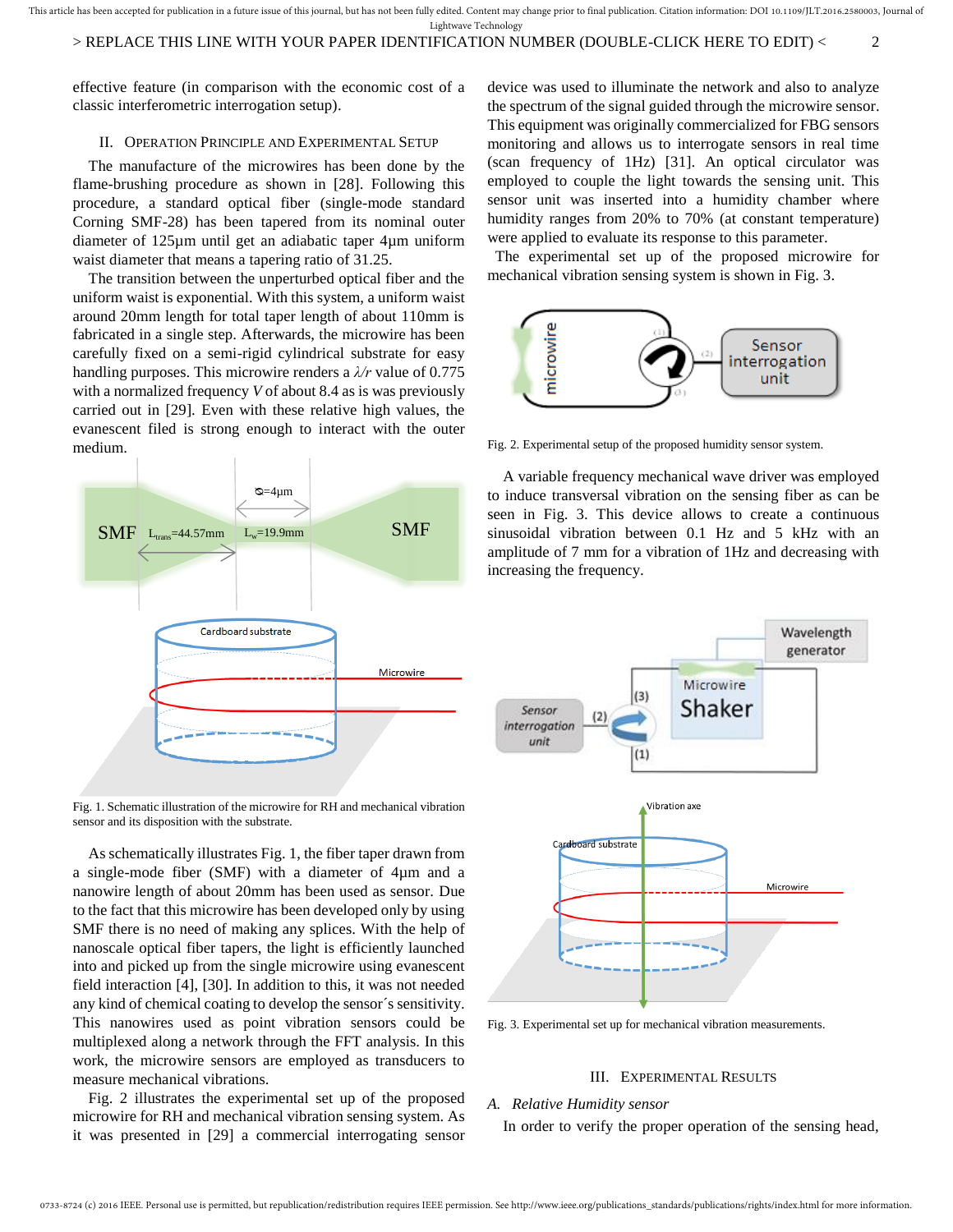effective feature (in comparison with the economic cost of a classic interferometric interrogation setup).

## II. Operation Principle and Experimental Setup

The manufacture of the microwires has been done by the flame-brushing procedure as shown in [28]. Following this procedure, a standard optical fiber (single-mode standard Corning SMF-28) has been tapered from its nominal outer diameter of 125µm until get an adiabatic taper 4µm uniform waist diameter that means a tapering ratio of 31.25.

The transition between the unperturbed optical fiber and the uniform waist is exponential. With this system, a uniform waist around 20mm length for total taper length of about 110mm is fabricated in a single step. Afterwards, the microwire has been carefully fixed on a semi-rigid cylindrical substrate for easy handling purposes. This microwire renders a $\lambda/r$ value of 0.775 with a normalized frequency $V$ of about 8.4 as is was previously carried out in [29]. Even with these relative high values, the evanescent filed is strong enough to interact with the outer medium.

Fig. 1. Schematic illustration of the microwire for RH and mechanical vibration sensor and its disposition with the substrate.

As schematically illustrates Fig. 1, the fiber taper drawn from a single-mode fiber (SMF) with a diameter of 4µm and a nanowire length of about 20mm has been used as sensor. Due to the fact that this microwire has been developed only by using SMF there is no need of making any splices. With the help of nanoscale optical fiber tapers, the light is efficiently launched into and picked up from the single microwire using evanescent field interaction [4], [30]. In addition to this, it was not needed any kind of chemical coating to develop the sensor´s sensitivity. This nanowires used as point vibration sensors could be multiplexed along a network through the FFT analysis. In this work, the microwire sensors are employed as transducers to measure mechanical vibrations.

Fig. 2 illustrates the experimental set up of the proposed microwire for RH and mechanical vibration sensing system. As it was presented in [29] a commercial interrogating sensor device was used to illuminate the network and also to analyze the spectrum of the signal guided through the microwire sensor. This equipment was originally commercialized for FBG sensors monitoring and allows us to interrogate sensors in real time (scan frequency of 1Hz) [31]. An optical circulator was employed to couple the light towards the sensing unit. This sensor unit was inserted into a humidity chamber where humidity ranges from 20% to 70% (at constant temperature) were applied to evaluate its response to this parameter.

The experimental set up of the proposed microwire for mechanical vibration sensing system is shown in Fig. 3.

Fig. 2. Experimental setup of the proposed humidity sensor system.

A variable frequency mechanical wave driver was employed to induce transversal vibration on the sensing fiber as can be seen in Fig. 3. This device allows to create a continuous sinusoidal vibration between 0.1 Hz and 5 kHz with an amplitude of 7 mm for a vibration of 1Hz and decreasing with increasing the frequency.

Fig. 3. Experimental set up for mechanical vibration measurements.

## III. Experimental Results

### A. Relative Humidity sensor

In order to verify the proper operation of the sensing head,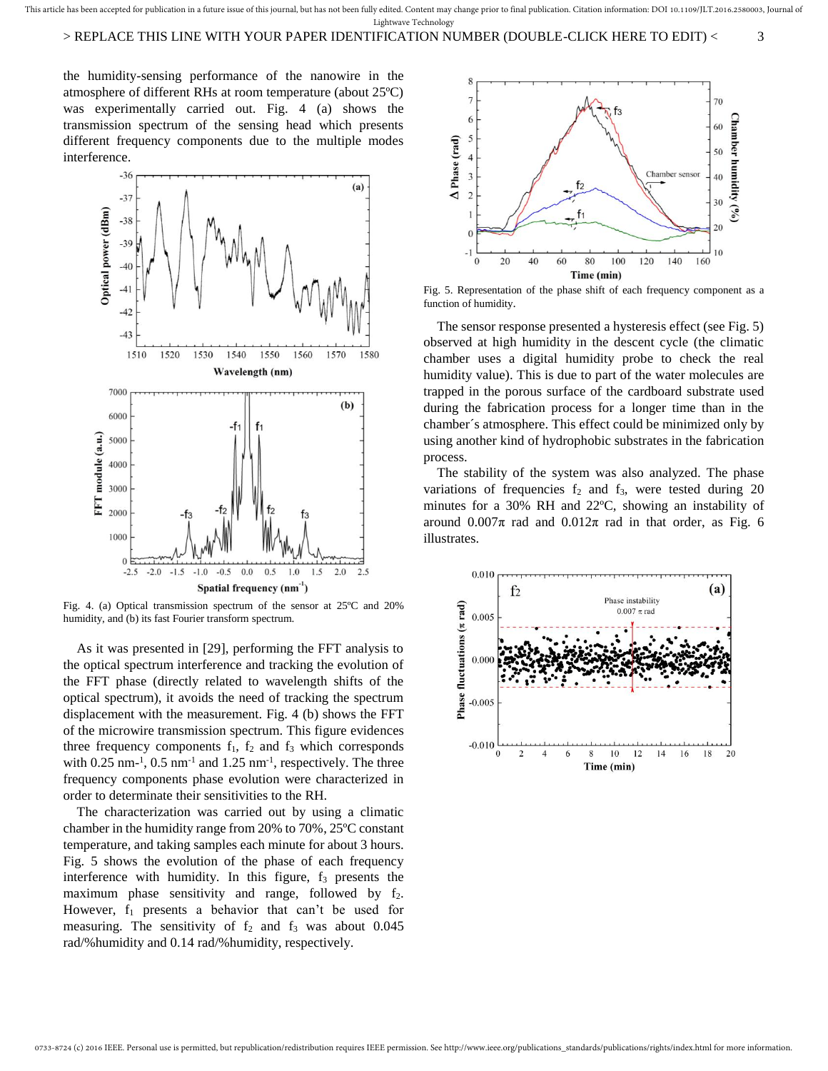the humidity-sensing performance of the nanowire in the atmosphere of different RHs at room temperature (about 25ºC) was experimentally carried out. Fig. 4 (a) shows the transmission spectrum of the sensing head which presents different frequency components due to the multiple modes interference.

Fig. 4. (a) Optical transmission spectrum of the sensor at 25ºC and 20% humidity, and (b) its fast Fourier transform spectrum.

As it was presented in [29], performing the FFT analysis to the optical spectrum interference and tracking the evolution of the FFT phase (directly related to wavelength shifts of the optical spectrum), it avoids the need of tracking the spectrum displacement with the measurement. Fig. 4 (b) shows the FFT of the microwire transmission spectrum. This figure evidences three frequency components $f_1$, $f_2$ and $f_3$ which corresponds with 0.25 $nm^{-1}$, 0.5 $nm^{-1}$ and 1.25 $nm^{-1}$, respectively. The three frequency components phase evolution were characterized in order to determinate their sensitivities to the RH.

The characterization was carried out by using a climatic chamber in the humidity range from 20% to 70%, 25ºC constant temperature, and taking samples each minute for about 3 hours. Fig. 5 shows the evolution of the phase of each frequency interference with humidity. In this figure, $f_3$ presents the maximum phase sensitivity and range, followed by $f_2$. However, $f_1$ presents a behavior that can't be used for measuring. The sensitivity of $f_2$ and $f_3$ was about 0.045 rad/%humidity and 0.14 rad/%humidity, respectively.

Fig. 5. Representation of the phase shift of each frequency component as a function of humidity.

The sensor response presented a hysteresis effect (see Fig. 5) observed at high humidity in the descent cycle (the climatic chamber uses a digital humidity probe to check the real humidity value). This is due to part of the water molecules are trapped in the porous surface of the cardboard substrate used during the fabrication process for a longer time than in the chamber´s atmosphere. This effect could be minimized only by using another kind of hydrophobic substrates in the fabrication process.

The stability of the system was also analyzed. The phase variations of frequencies $f_2$ and $f_3$, were tested during 20 minutes for a 30% RH and 22ºC, showing an instability of around $0.007\pi$ rad and $0.012\pi$ rad in that order, as Fig. 6 illustrates.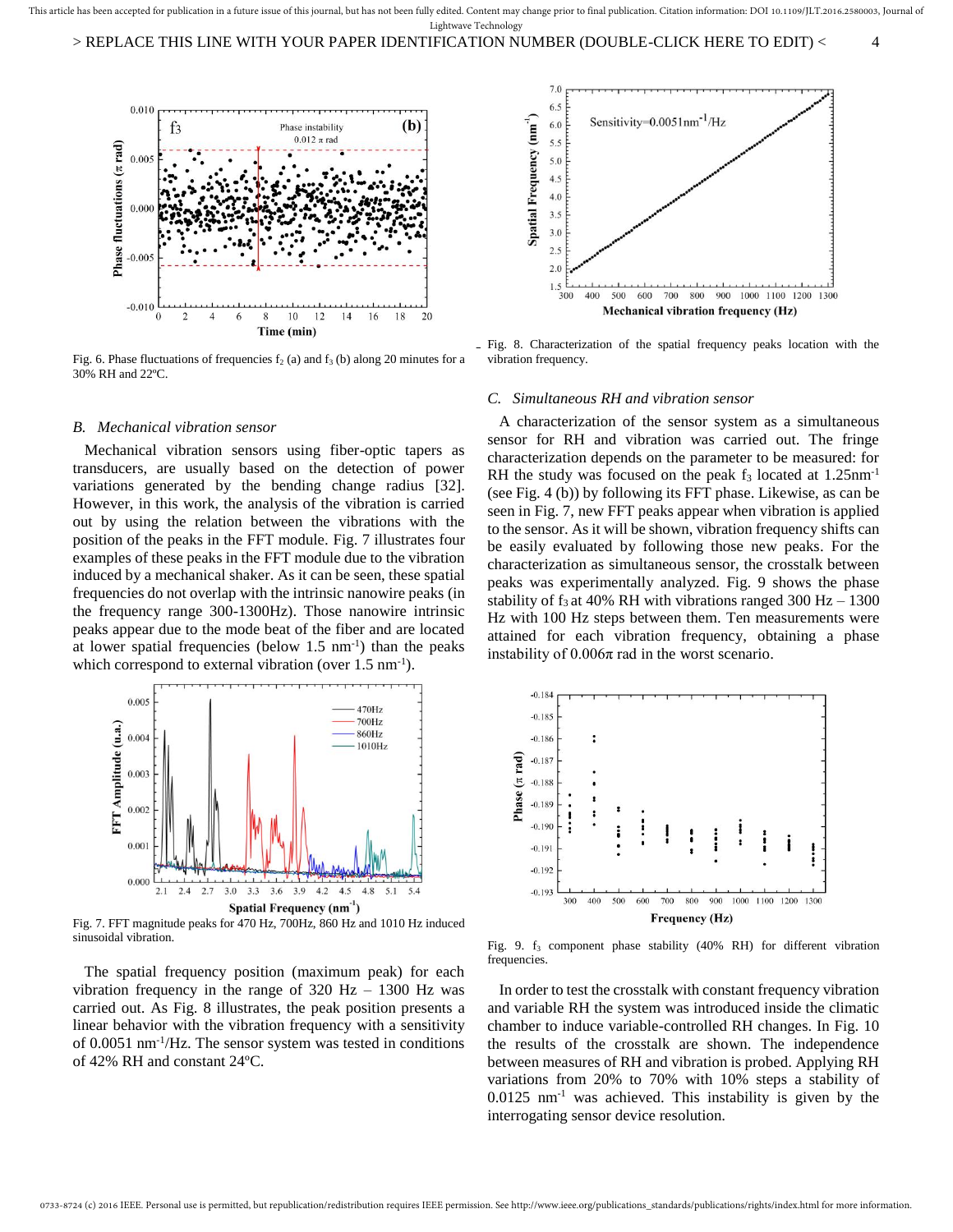Fig. 6. Phase fluctuations of frequencies $f_2$ (a) and $f_3$ (b) along 20 minutes for a 30% RH and 22ºC.

### *B. Mechanical vibration sensor*

Mechanical vibration sensors using fiber-optic tapers as transducers, are usually based on the detection of power variations generated by the bending change radius [32]. However, in this work, the analysis of the vibration is carried out by using the relation between the vibrations with the position of the peaks in the FFT module. Fig. 7 illustrates four examples of these peaks in the FFT module due to the vibration induced by a mechanical shaker. As it can be seen, these spatial frequencies do not overlap with the intrinsic nanowire peaks (in the frequency range 300-1300Hz). Those nanowire intrinsic peaks appear due to the mode beat of the fiber and are located at lower spatial frequencies (below 1.5 $nm^{-1}$) than the peaks which correspond to external vibration (over 1.5 $nm^{-1}$).

Fig. 7. FFT magnitude peaks for 470 Hz, 700Hz, 860 Hz and 1010 Hz induced sinusoidal vibration.

The spatial frequency position (maximum peak) for each vibration frequency in the range of 320 Hz – 1300 Hz was carried out. As Fig. 8 illustrates, the peak position presents a linear behavior with the vibration frequency with a sensitivity of 0.0051 $nm^{-1}$/Hz. The sensor system was tested in conditions of 42% RH and constant 24ºC.

Fig. 8. Characterization of the spatial frequency peaks location with the vibration frequency.

### *C. Simultaneous RH and vibration sensor*

A characterization of the sensor system as a simultaneous sensor for RH and vibration was carried out. The fringe characterization depends on the parameter to be measured: for RH the study was focused on the peak $f_3$ located at 1.25$nm^{-1}$ (see Fig. 4 (b)) by following its FFT phase. Likewise, as can be seen in Fig. 7, new FFT peaks appear when vibration is applied to the sensor. As it will be shown, vibration frequency shifts can be easily evaluated by following those new peaks. For the characterization as simultaneous sensor, the crosstalk between peaks was experimentally analyzed. Fig. 9 shows the phase stability of $f_3$ at 40% RH with vibrations ranged 300 Hz – 1300 Hz with 100 Hz steps between them. Ten measurements were attained for each vibration frequency, obtaining a phase instability of 0.006π rad in the worst scenario.

Fig. 9. $f_3$ component phase stability (40% RH) for different vibration frequencies.

In order to test the crosstalk with constant frequency vibration and variable RH the system was introduced inside the climatic chamber to induce variable-controlled RH changes. In Fig. 10 the results of the crosstalk are shown. The independence between measures of RH and vibration is probed. Applying RH variations from 20% to 70% with 10% steps a stability of 0.0125 $nm^{-1}$ was achieved. This instability is given by the interrogating sensor device resolution.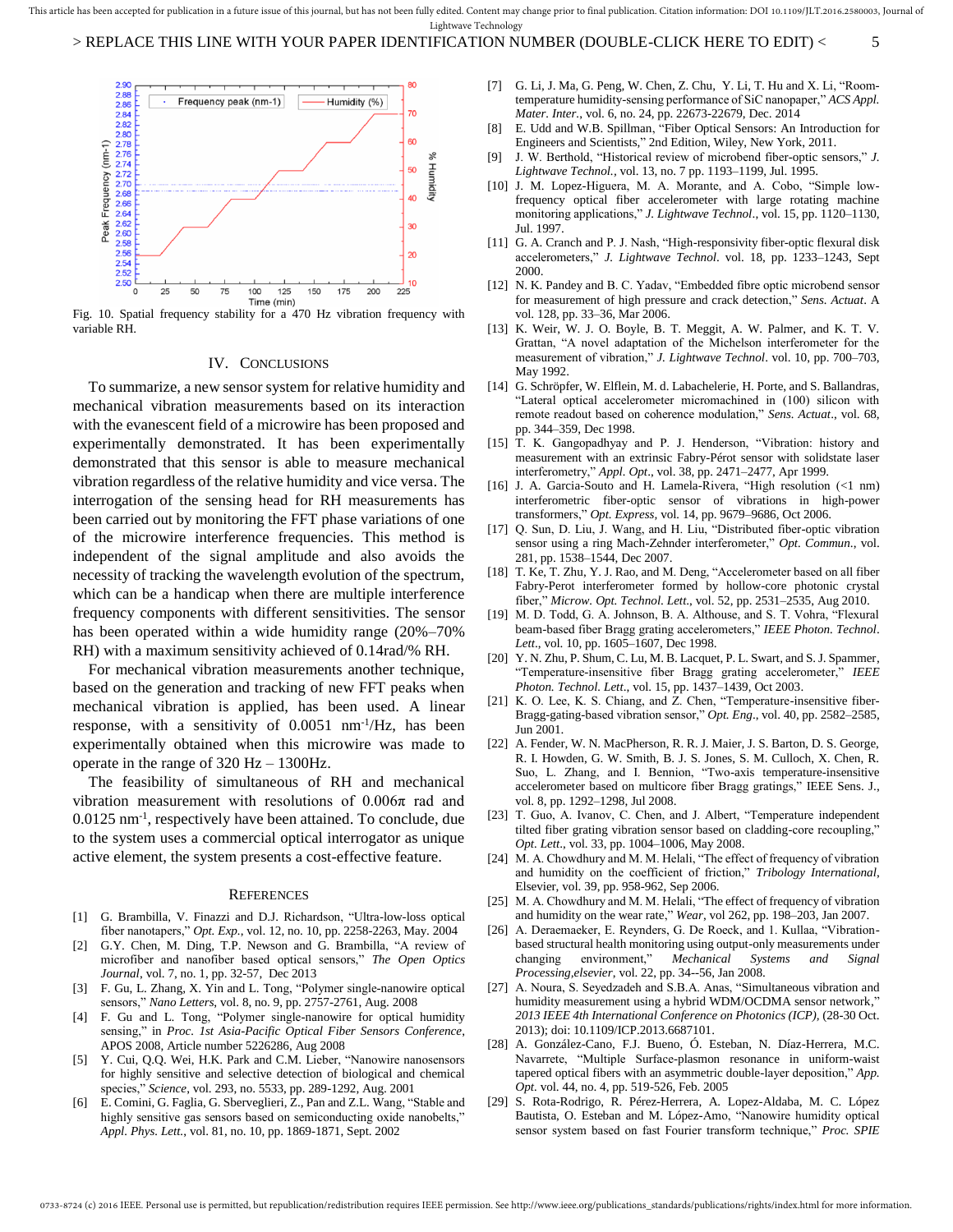Fig. 10. Spatial frequency stability for a 470 Hz vibration frequency with variable RH.

## IV. Conclusions

To summarize, a new sensor system for relative humidity and mechanical vibration measurements based on its interaction with the evanescent field of a microwire has been proposed and experimentally demonstrated. It has been experimentally demonstrated that this sensor is able to measure mechanical vibration regardless of the relative humidity and vice versa. The interrogation of the sensing head for RH measurements has been carried out by monitoring the FFT phase variations of one of the microwire interference frequencies. This method is independent of the signal amplitude and also avoids the necessity of tracking the wavelength evolution of the spectrum, which can be a handicap when there are multiple interference frequency components with different sensitivities. The sensor has been operated within a wide humidity range (20%–70% RH) with a maximum sensitivity achieved of 0.14rad/% RH.

For mechanical vibration measurements another technique, based on the generation and tracking of new FFT peaks when mechanical vibration is applied, has been used. A linear response, with a sensitivity of 0.0051 $nm^{-1}$/Hz, has been experimentally obtained when this microwire was made to operate in the range of 320 Hz – 1300Hz.

The feasibility of simultaneous of RH and mechanical vibration measurement with resolutions of 0.006$\pi$ rad and 0.0125 $nm^{-1}$, respectively have been attained. To conclude, due to the system uses a commercial optical interrogator as unique active element, the system presents a cost-effective feature.

## References

[1] G. Brambilla, V. Finazzi and D.J. Richardson, "Ultra-low-loss optical fiber nanotapers," *Opt. Exp.*, vol. 12, no. 10, pp. 2258-2263, May. 2004

[2] G.Y. Chen, M. Ding, T.P. Newson and G. Brambilla, "A review of microfiber and nanofiber based optical sensors," *The Open Optics Journal*, vol. 7, no. 1, pp. 32-57, Dec 2013

[3] F. Gu, L. Zhang, X. Yin and L. Tong, "Polymer single-nanowire optical sensors," *Nano Letters*, vol. 8, no. 9, pp. 2757-2761, Aug. 2008

[4] F. Gu and L. Tong, "Polymer single-nanowire for optical humidity sensing," in *Proc. 1st Asia-Pacific Optical Fiber Sensors Conference*, APOS 2008, Article number 5226286, Aug 2008

[5] Y. Cui, Q.Q. Wei, H.K. Park and C.M. Lieber, "Nanowire nanosensors for highly sensitive and selective detection of biological and chemical species," *Science*, vol. 293, no. 5533, pp. 289-1292, Aug. 2001

[6] E. Comini, G. Faglia, G. Sberveglieri, Z., Pan and Z.L. Wang, "Stable and highly sensitive gas sensors based on semiconducting oxide nanobelts," *Appl. Phys. Lett.*, vol. 81, no. 10, pp. 1869-1871, Sept. 2002

[7] G. Li, J. Ma, G. Peng, W. Chen, Z. Chu, Y. Li, T. Hu and X. Li, "Room-temperature humidity-sensing performance of SiC nanopaper," *ACS Appl. Mater. Inter.*, vol. 6, no. 24, pp. 22673-22679, Dec. 2014

[8] E. Udd and W.B. Spillman, "Fiber Optical Sensors: An Introduction for Engineers and Scientists," 2nd Edition, Wiley, New York, 2011.

[9] J. W. Berthold, "Historical review of microbend fiber-optic sensors," *J. Lightwave Technol.*, vol. 13, no. 7 pp. 1193–1199, Jul. 1995.

[10] J. M. Lopez-Higuera, M. A. Morante, and A. Cobo, "Simple low-frequency optical fiber accelerometer with large rotating machine monitoring applications," *J. Lightwave Technol*., vol. 15, pp. 1120–1130, Jul. 1997.

[11] G. A. Cranch and P. J. Nash, "High-responsivity fiber-optic flexural disk accelerometers," *J. Lightwave Technol*. vol. 18, pp. 1233–1243, Sept 2000.

[12] N. K. Pandey and B. C. Yadav, "Embedded fibre optic microbend sensor for measurement of high pressure and crack detection," *Sens. Actuat*. A vol. 128, pp. 33–36, Mar 2006.

[13] K. Weir, W. J. O. Boyle, B. T. Meggit, A. W. Palmer, and K. T. V. Grattan, "A novel adaptation of the Michelson interferometer for the measurement of vibration," *J. Lightwave Technol*. vol. 10, pp. 700–703, May 1992.

[14] G. Schröpfer, W. Elflein, M. d. Labachelerie, H. Porte, and S. Ballandras, "Lateral optical accelerometer micromachined in (100) silicon with remote readout based on coherence modulation," *Sens. Actuat*., vol. 68, pp. 344–359, Dec 1998.

[15] T. K. Gangopadhyay and P. J. Henderson, "Vibration: history and measurement with an extrinsic Fabry-Pérot sensor with solidstate laser interferometry," *Appl. Opt*., vol. 38, pp. 2471–2477, Apr 1999.

[16] J. A. Garcia-Souto and H. Lamela-Rivera, "High resolution (<1 nm) interferometric fiber-optic sensor of vibrations in high-power transformers," *Opt. Express*, vol. 14, pp. 9679–9686, Oct 2006.

[17] Q. Sun, D. Liu, J. Wang, and H. Liu, "Distributed fiber-optic vibration sensor using a ring Mach-Zehnder interferometer," *Opt. Commun*., vol. 281, pp. 1538–1544, Dec 2007.

[18] T. Ke, T. Zhu, Y. J. Rao, and M. Deng, "Accelerometer based on all fiber Fabry-Perot interferometer formed by hollow-core photonic crystal fiber," *Microw. Opt. Technol. Lett*., vol. 52, pp. 2531–2535, Aug 2010.

[19] M. D. Todd, G. A. Johnson, B. A. Althouse, and S. T. Vohra, "Flexural beam-based fiber Bragg grating accelerometers," *IEEE Photon. Technol. Lett*., vol. 10, pp. 1605–1607, Dec 1998.

[20] Y. N. Zhu, P. Shum, C. Lu, M. B. Lacquet, P. L. Swart, and S. J. Spammer, "Temperature-insensitive fiber Bragg grating accelerometer," *IEEE Photon. Technol. Lett*., vol. 15, pp. 1437–1439, Oct 2003.

[21] K. O. Lee, K. S. Chiang, and Z. Chen, "Temperature-insensitive fiber-Bragg-grating-based vibration sensor," *Opt. Eng*., vol. 40, pp. 2582–2585, Jun 2001.

[22] A. Fender, W. N. MacPherson, R. R. J. Maier, J. S. Barton, D. S. George, R. I. Howden, G. W. Smith, B. J. S. Jones, S. M. Culloch, X. Chen, R. Suo, L. Zhang, and I. Bennion, "Two-axis temperature-insensitive accelerometer based on multicore fiber Bragg gratings," IEEE Sens. J., vol. 8, pp. 1292–1298, Jul 2008.

[23] T. Guo, A. Ivanov, C. Chen, and J. Albert, "Temperature independent tilted fiber grating vibration sensor based on cladding-core recoupling," *Opt. Lett*., vol. 33, pp. 1004–1006, May 2008.

[24] M. A. Chowdhury and M. M. Helali, "The effect of frequency of vibration and humidity on the coefficient of friction," *Tribology International*, Elsevier, vol. 39, pp. 958-962, Sep 2006.

[25] M. A. Chowdhury and M. M. Helali, "The effect of frequency of vibration and humidity on the wear rate," *Wear*, vol 262, pp. 198–203, Jan 2007.

[26] A. Deraemaeker, E. Reynders, G. De Roeck, and 1. Kullaa, "Vibration-based structural health monitoring using output-only measurements under changing environment," *Mechanical Systems and Signal Processing,elsevier*, vol. 22, pp. 34--56, Jan 2008.

[27] A. Noura, S. Seyedzadeh and S.B.A. Anas, "Simultaneous vibration and humidity measurement using a hybrid WDM/OCDMA sensor network," *2013 IEEE 4th International Conference on Photonics (ICP)*, (28-30 Oct. 2013); doi: 10.1109/ICP.2013.6687101.

[28] A. González-Cano, F.J. Bueno, Ó. Esteban, N. Díaz-Herrera, M.C. Navarrete, "Multiple Surface-plasmon resonance in uniform-waist tapered optical fibers with an asymmetric double-layer deposition," *App. Opt.* vol. 44, no. 4, pp. 519-526, Feb. 2005

[29] S. Rota-Rodrigo, R. Pérez-Herrera, A. Lopez-Aldaba, M. C. López Bautista, O. Esteban and M. López-Amo, "Nanowire humidity optical sensor system based on fast Fourier transform technique," *Proc. SPIE*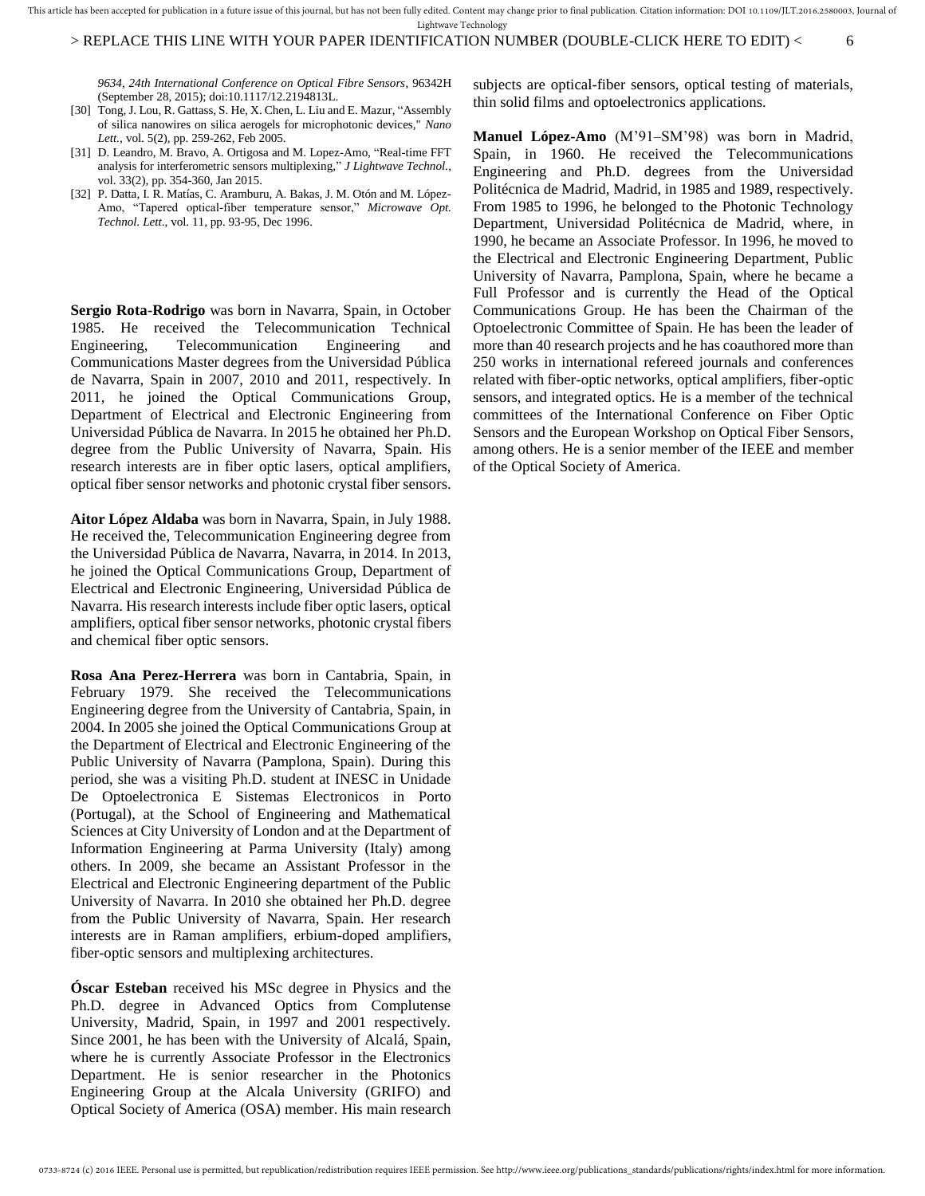9634, 24th International Conference on Optical Fibre Sensors, 96342H (September 28, 2015); doi:10.1117/12.2194813L.

[30] Tong, J. Lou, R. Gattass, S. He, X. Chen, L. Liu and E. Mazur, "Assembly of silica nanowires on silica aerogels for microphotonic devices," *Nano Lett.*, vol. 5(2), pp. 259-262, Feb 2005.

[31] D. Leandro, M. Bravo, A. Ortigosa and M. Lopez-Amo, "Real-time FFT analysis for interferometric sensors multiplexing," *J Lightwave Technol.*, vol. 33(2), pp. 354-360, Jan 2015.

[32] P. Datta, I. R. Matías, C. Aramburu, A. Bakas, J. M. Otón and M. López-Amo, "Tapered optical-fiber temperature sensor," *Microwave Opt. Technol. Lett.*, vol. 11, pp. 93-95, Dec 1996.

**Sergio Rota-Rodrigo** was born in Navarra, Spain, in October 1985. He received the Telecommunication Technical Engineering, Telecommunication Engineering and Communications Master degrees from the Universidad Pública de Navarra, Spain in 2007, 2010 and 2011, respectively. In 2011, he joined the Optical Communications Group, Department of Electrical and Electronic Engineering from Universidad Pública de Navarra. In 2015 he obtained her Ph.D. degree from the Public University of Navarra, Spain. His research interests are in fiber optic lasers, optical amplifiers, optical fiber sensor networks and photonic crystal fiber sensors.

**Aitor López Aldaba** was born in Navarra, Spain, in July 1988. He received the, Telecommunication Engineering degree from the Universidad Pública de Navarra, Navarra, in 2014. In 2013, he joined the Optical Communications Group, Department of Electrical and Electronic Engineering, Universidad Pública de Navarra. His research interests include fiber optic lasers, optical amplifiers, optical fiber sensor networks, photonic crystal fibers and chemical fiber optic sensors.

**Rosa Ana Perez-Herrera** was born in Cantabria, Spain, in February 1979. She received the Telecommunications Engineering degree from the University of Cantabria, Spain, in 2004. In 2005 she joined the Optical Communications Group at the Department of Electrical and Electronic Engineering of the Public University of Navarra (Pamplona, Spain). During this period, she was a visiting Ph.D. student at INESC in Unidade De Optoelectronica E Sistemas Electronicos in Porto (Portugal), at the School of Engineering and Mathematical Sciences at City University of London and at the Department of Information Engineering at Parma University (Italy) among others. In 2009, she became an Assistant Professor in the Electrical and Electronic Engineering department of the Public University of Navarra. In 2010 she obtained her Ph.D. degree from the Public University of Navarra, Spain. Her research interests are in Raman amplifiers, erbium-doped amplifiers, fiber-optic sensors and multiplexing architectures.

**Óscar Esteban** received his MSc degree in Physics and the Ph.D. degree in Advanced Optics from Complutense University, Madrid, Spain, in 1997 and 2001 respectively. Since 2001, he has been with the University of Alcalá, Spain, where he is currently Associate Professor in the Electronics Department. He is senior researcher in the Photonics Engineering Group at the Alcala University (GRIFO) and Optical Society of America (OSA) member. His main research subjects are optical-fiber sensors, optical testing of materials, thin solid films and optoelectronics applications.

**Manuel López-Amo** (M'91–SM'98) was born in Madrid, Spain, in 1960. He received the Telecommunications Engineering and Ph.D. degrees from the Universidad Politécnica de Madrid, Madrid, in 1985 and 1989, respectively. From 1985 to 1996, he belonged to the Photonic Technology Department, Universidad Politécnica de Madrid, where, in 1990, he became an Associate Professor. In 1996, he moved to the Electrical and Electronic Engineering Department, Public University of Navarra, Pamplona, Spain, where he became a Full Professor and is currently the Head of the Optical Communications Group. He has been the Chairman of the Optoelectronic Committee of Spain. He has been the leader of more than 40 research projects and he has coauthored more than 250 works in international refereed journals and conferences related with fiber-optic networks, optical amplifiers, fiber-optic sensors, and integrated optics. He is a member of the technical committees of the International Conference on Fiber Optic Sensors and the European Workshop on Optical Fiber Sensors, among others. He is a senior member of the IEEE and member of the Optical Society of America.